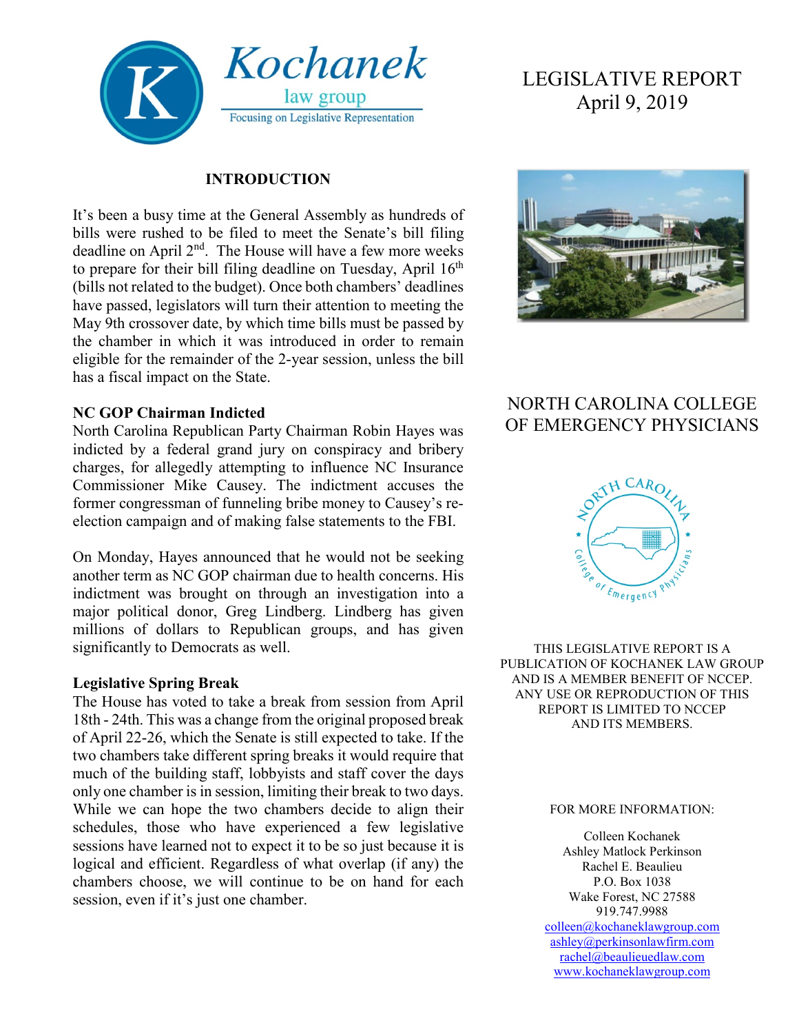Kochanek law group

Focusing on Legislative Representation

# LEGISLATIVE REPORT
April 9, 2019

## INTRODUCTION

It's been a busy time at the General Assembly as hundreds of bills were rushed to be filed to meet the Senate's bill filing deadline on April 2nd. The House will have a few more weeks to prepare for their bill filing deadline on Tuesday, April 16th (bills not related to the budget). Once both chambers' deadlines have passed, legislators will turn their attention to meeting the May 9th crossover date, by which time bills must be passed by the chamber in which it was introduced in order to remain eligible for the remainder of the 2-year session, unless the bill has a fiscal impact on the State.

**NC GOP Chairman Indicted**

North Carolina Republican Party Chairman Robin Hayes was indicted by a federal grand jury on conspiracy and bribery charges, for allegedly attempting to influence NC Insurance Commissioner Mike Causey. The indictment accuses the former congressman of funneling bribe money to Causey's re-election campaign and of making false statements to the FBI.

On Monday, Hayes announced that he would not be seeking another term as NC GOP chairman due to health concerns. His indictment was brought on through an investigation into a major political donor, Greg Lindberg. Lindberg has given millions of dollars to Republican groups, and has given significantly to Democrats as well.

**Legislative Spring Break**

The House has voted to take a break from session from April 18th - 24th. This was a change from the original proposed break of April 22-26, which the Senate is still expected to take. If the two chambers take different spring breaks it would require that much of the building staff, lobbyists and staff cover the days only one chamber is in session, limiting their break to two days. While we can hope the two chambers decide to align their schedules, those who have experienced a few legislative sessions have learned not to expect it to be so just because it is logical and efficient. Regardless of what overlap (if any) the chambers choose, we will continue to be on hand for each session, even if it's just one chamber.

## NORTH CAROLINA COLLEGE OF EMERGENCY PHYSICIANS

THIS LEGISLATIVE REPORT IS A PUBLICATION OF KOCHANEK LAW GROUP AND IS A MEMBER BENEFIT OF NCCEP. ANY USE OR REPRODUCTION OF THIS REPORT IS LIMITED TO NCCEP AND ITS MEMBERS.

FOR MORE INFORMATION:

Colleen Kochanek
Ashley Matlock Perkinson
Rachel E. Beaulieu
P.O. Box 1038
Wake Forest, NC 27588
919.747.9988
colleen@kochaneklawgroup.com
ashley@perkinsonlawfirm.com
rachel@beaulieuedlaw.com
www.kochaneklawgroup.com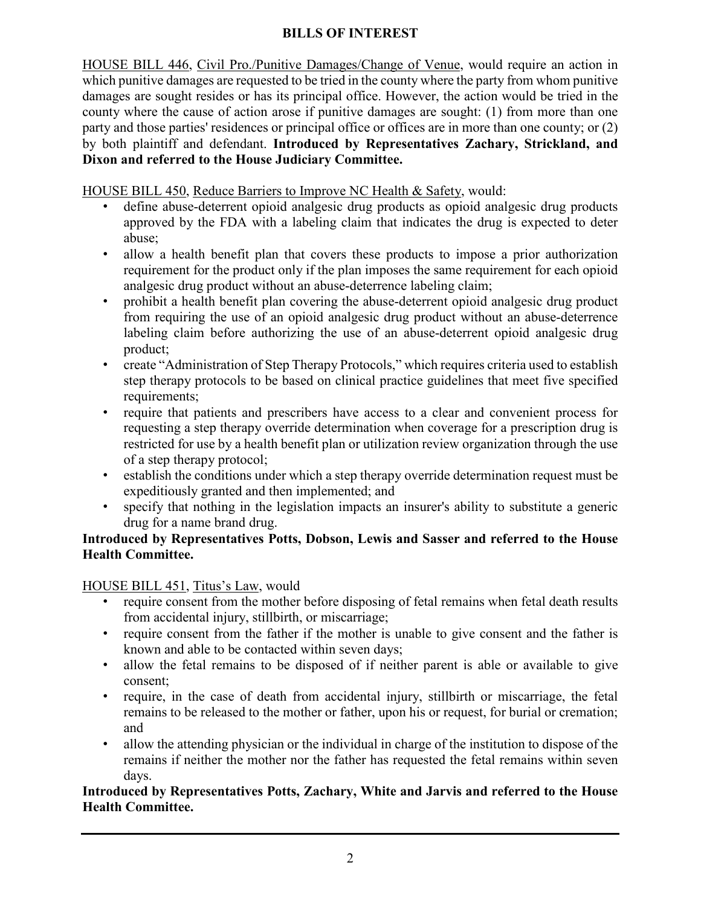## BILLS OF INTEREST

HOUSE BILL 446, Civil Pro./Punitive Damages/Change of Venue, would require an action in which punitive damages are requested to be tried in the county where the party from whom punitive damages are sought resides or has its principal office. However, the action would be tried in the county where the cause of action arose if punitive damages are sought: (1) from more than one party and those parties' residences or principal office or offices are in more than one county; or (2) by both plaintiff and defendant. **Introduced by Representatives Zachary, Strickland, and Dixon and referred to the House Judiciary Committee.**

HOUSE BILL 450, Reduce Barriers to Improve NC Health & Safety, would:

- define abuse-deterrent opioid analgesic drug products as opioid analgesic drug products approved by the FDA with a labeling claim that indicates the drug is expected to deter abuse;
- allow a health benefit plan that covers these products to impose a prior authorization requirement for the product only if the plan imposes the same requirement for each opioid analgesic drug product without an abuse-deterrence labeling claim;
- prohibit a health benefit plan covering the abuse-deterrent opioid analgesic drug product from requiring the use of an opioid analgesic drug product without an abuse-deterrence labeling claim before authorizing the use of an abuse-deterrent opioid analgesic drug product;
- create "Administration of Step Therapy Protocols," which requires criteria used to establish step therapy protocols to be based on clinical practice guidelines that meet five specified requirements;
- require that patients and prescribers have access to a clear and convenient process for requesting a step therapy override determination when coverage for a prescription drug is restricted for use by a health benefit plan or utilization review organization through the use of a step therapy protocol;
- establish the conditions under which a step therapy override determination request must be expeditiously granted and then implemented; and
- specify that nothing in the legislation impacts an insurer's ability to substitute a generic drug for a name brand drug.

**Introduced by Representatives Potts, Dobson, Lewis and Sasser and referred to the House Health Committee.**

HOUSE BILL 451, Titus's Law, would

- require consent from the mother before disposing of fetal remains when fetal death results from accidental injury, stillbirth, or miscarriage;
- require consent from the father if the mother is unable to give consent and the father is known and able to be contacted within seven days;
- allow the fetal remains to be disposed of if neither parent is able or available to give consent;
- require, in the case of death from accidental injury, stillbirth or miscarriage, the fetal remains to be released to the mother or father, upon his or request, for burial or cremation; and
- allow the attending physician or the individual in charge of the institution to dispose of the remains if neither the mother nor the father has requested the fetal remains within seven days.

**Introduced by Representatives Potts, Zachary, White and Jarvis and referred to the House Health Committee.**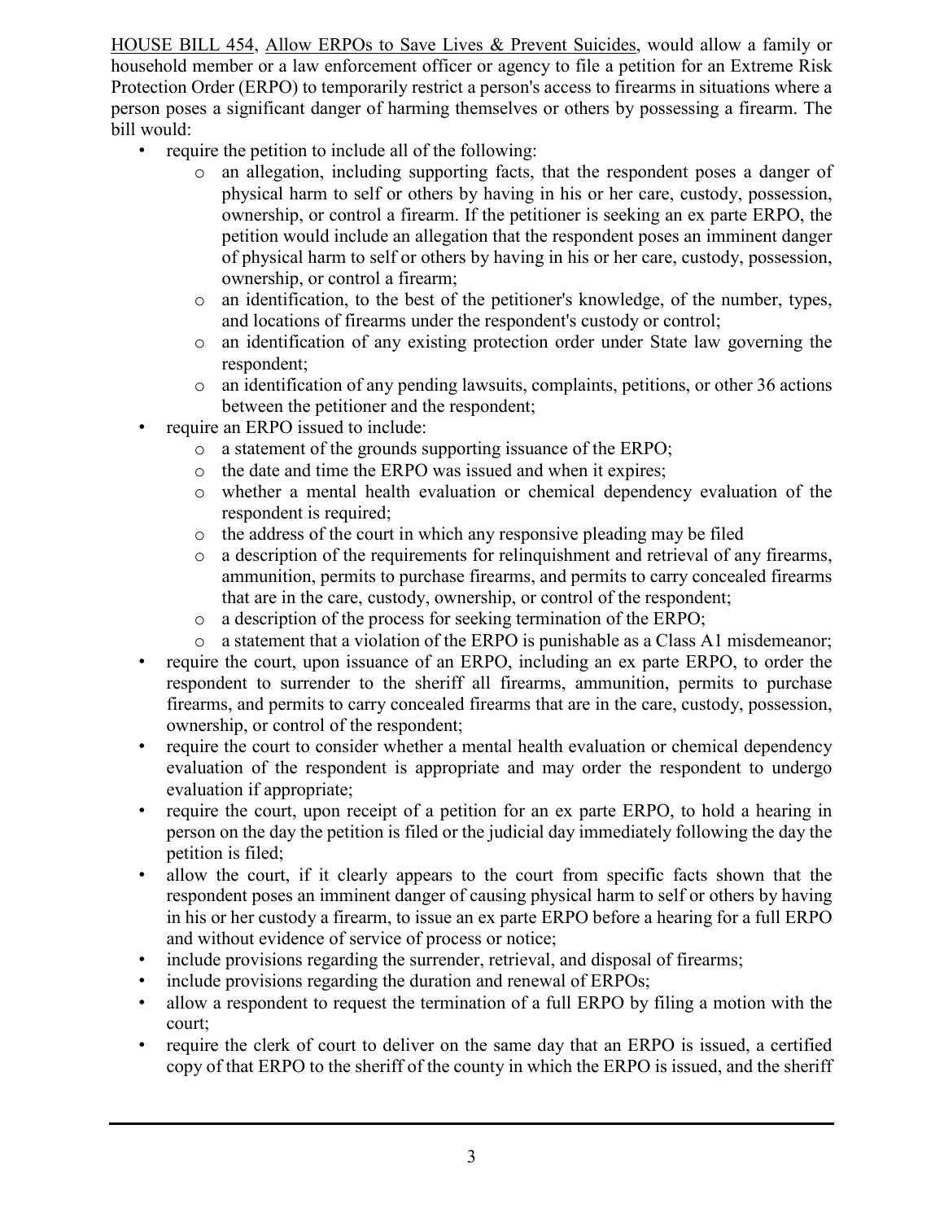HOUSE BILL 454, Allow ERPOs to Save Lives & Prevent Suicides, would allow a family or household member or a law enforcement officer or agency to file a petition for an Extreme Risk Protection Order (ERPO) to temporarily restrict a person's access to firearms in situations where a person poses a significant danger of harming themselves or others by possessing a firearm. The bill would:

- require the petition to include all of the following:
  - an allegation, including supporting facts, that the respondent poses a danger of physical harm to self or others by having in his or her care, custody, possession, ownership, or control a firearm. If the petitioner is seeking an ex parte ERPO, the petition would include an allegation that the respondent poses an imminent danger of physical harm to self or others by having in his or her care, custody, possession, ownership, or control a firearm;
  - an identification, to the best of the petitioner's knowledge, of the number, types, and locations of firearms under the respondent's custody or control;
  - an identification of any existing protection order under State law governing the respondent;
  - an identification of any pending lawsuits, complaints, petitions, or other 36 actions between the petitioner and the respondent;
- require an ERPO issued to include:
  - a statement of the grounds supporting issuance of the ERPO;
  - the date and time the ERPO was issued and when it expires;
  - whether a mental health evaluation or chemical dependency evaluation of the respondent is required;
  - the address of the court in which any responsive pleading may be filed
  - a description of the requirements for relinquishment and retrieval of any firearms, ammunition, permits to purchase firearms, and permits to carry concealed firearms that are in the care, custody, ownership, or control of the respondent;
  - a description of the process for seeking termination of the ERPO;
  - a statement that a violation of the ERPO is punishable as a Class A1 misdemeanor;
- require the court, upon issuance of an ERPO, including an ex parte ERPO, to order the respondent to surrender to the sheriff all firearms, ammunition, permits to purchase firearms, and permits to carry concealed firearms that are in the care, custody, possession, ownership, or control of the respondent;
- require the court to consider whether a mental health evaluation or chemical dependency evaluation of the respondent is appropriate and may order the respondent to undergo evaluation if appropriate;
- require the court, upon receipt of a petition for an ex parte ERPO, to hold a hearing in person on the day the petition is filed or the judicial day immediately following the day the petition is filed;
- allow the court, if it clearly appears to the court from specific facts shown that the respondent poses an imminent danger of causing physical harm to self or others by having in his or her custody a firearm, to issue an ex parte ERPO before a hearing for a full ERPO and without evidence of service of process or notice;
- include provisions regarding the surrender, retrieval, and disposal of firearms;
- include provisions regarding the duration and renewal of ERPOs;
- allow a respondent to request the termination of a full ERPO by filing a motion with the court;
- require the clerk of court to deliver on the same day that an ERPO is issued, a certified copy of that ERPO to the sheriff of the county in which the ERPO is issued, and the sheriff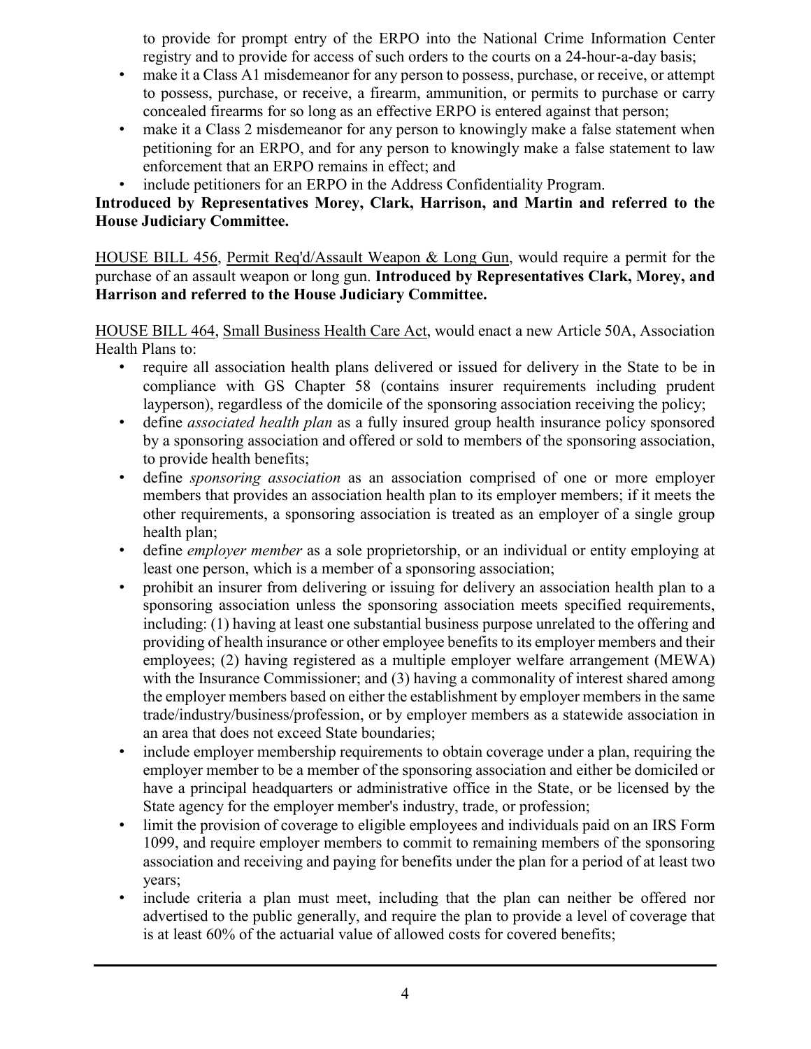to provide for prompt entry of the ERPO into the National Crime Information Center registry and to provide for access of such orders to the courts on a 24-hour-a-day basis;

- make it a Class A1 misdemeanor for any person to possess, purchase, or receive, or attempt to possess, purchase, or receive, a firearm, ammunition, or permits to purchase or carry concealed firearms for so long as an effective ERPO is entered against that person;
- make it a Class 2 misdemeanor for any person to knowingly make a false statement when petitioning for an ERPO, and for any person to knowingly make a false statement to law enforcement that an ERPO remains in effect; and
- include petitioners for an ERPO in the Address Confidentiality Program.

**Introduced by Representatives Morey, Clark, Harrison, and Martin and referred to the House Judiciary Committee.**

HOUSE BILL 456, Permit Req'd/Assault Weapon & Long Gun, would require a permit for the purchase of an assault weapon or long gun. **Introduced by Representatives Clark, Morey, and Harrison and referred to the House Judiciary Committee.**

HOUSE BILL 464, Small Business Health Care Act, would enact a new Article 50A, Association Health Plans to:

- require all association health plans delivered or issued for delivery in the State to be in compliance with GS Chapter 58 (contains insurer requirements including prudent layperson), regardless of the domicile of the sponsoring association receiving the policy;
- define *associated health plan* as a fully insured group health insurance policy sponsored by a sponsoring association and offered or sold to members of the sponsoring association, to provide health benefits;
- define *sponsoring association* as an association comprised of one or more employer members that provides an association health plan to its employer members; if it meets the other requirements, a sponsoring association is treated as an employer of a single group health plan;
- define *employer member* as a sole proprietorship, or an individual or entity employing at least one person, which is a member of a sponsoring association;
- prohibit an insurer from delivering or issuing for delivery an association health plan to a sponsoring association unless the sponsoring association meets specified requirements, including: (1) having at least one substantial business purpose unrelated to the offering and providing of health insurance or other employee benefits to its employer members and their employees; (2) having registered as a multiple employer welfare arrangement (MEWA) with the Insurance Commissioner; and (3) having a commonality of interest shared among the employer members based on either the establishment by employer members in the same trade/industry/business/profession, or by employer members as a statewide association in an area that does not exceed State boundaries;
- include employer membership requirements to obtain coverage under a plan, requiring the employer member to be a member of the sponsoring association and either be domiciled or have a principal headquarters or administrative office in the State, or be licensed by the State agency for the employer member's industry, trade, or profession;
- limit the provision of coverage to eligible employees and individuals paid on an IRS Form 1099, and require employer members to commit to remaining members of the sponsoring association and receiving and paying for benefits under the plan for a period of at least two years;
- include criteria a plan must meet, including that the plan can neither be offered nor advertised to the public generally, and require the plan to provide a level of coverage that is at least 60% of the actuarial value of allowed costs for covered benefits;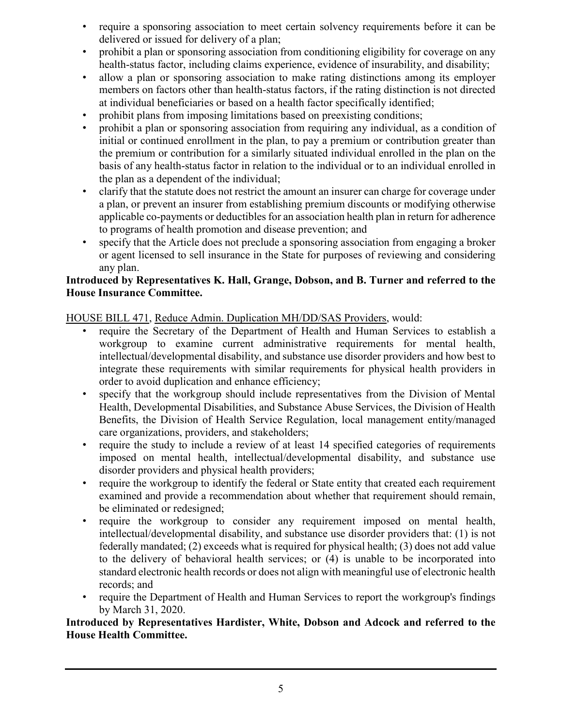- require a sponsoring association to meet certain solvency requirements before it can be delivered or issued for delivery of a plan;
- prohibit a plan or sponsoring association from conditioning eligibility for coverage on any health-status factor, including claims experience, evidence of insurability, and disability;
- allow a plan or sponsoring association to make rating distinctions among its employer members on factors other than health-status factors, if the rating distinction is not directed at individual beneficiaries or based on a health factor specifically identified;
- prohibit plans from imposing limitations based on preexisting conditions;
- prohibit a plan or sponsoring association from requiring any individual, as a condition of initial or continued enrollment in the plan, to pay a premium or contribution greater than the premium or contribution for a similarly situated individual enrolled in the plan on the basis of any health-status factor in relation to the individual or to an individual enrolled in the plan as a dependent of the individual;
- clarify that the statute does not restrict the amount an insurer can charge for coverage under a plan, or prevent an insurer from establishing premium discounts or modifying otherwise applicable co-payments or deductibles for an association health plan in return for adherence to programs of health promotion and disease prevention; and
- specify that the Article does not preclude a sponsoring association from engaging a broker or agent licensed to sell insurance in the State for purposes of reviewing and considering any plan.

**Introduced by Representatives K. Hall, Grange, Dobson, and B. Turner and referred to the House Insurance Committee.**

HOUSE BILL 471, Reduce Admin. Duplication MH/DD/SAS Providers, would:

- require the Secretary of the Department of Health and Human Services to establish a workgroup to examine current administrative requirements for mental health, intellectual/developmental disability, and substance use disorder providers and how best to integrate these requirements with similar requirements for physical health providers in order to avoid duplication and enhance efficiency;
- specify that the workgroup should include representatives from the Division of Mental Health, Developmental Disabilities, and Substance Abuse Services, the Division of Health Benefits, the Division of Health Service Regulation, local management entity/managed care organizations, providers, and stakeholders;
- require the study to include a review of at least 14 specified categories of requirements imposed on mental health, intellectual/developmental disability, and substance use disorder providers and physical health providers;
- require the workgroup to identify the federal or State entity that created each requirement examined and provide a recommendation about whether that requirement should remain, be eliminated or redesigned;
- require the workgroup to consider any requirement imposed on mental health, intellectual/developmental disability, and substance use disorder providers that: (1) is not federally mandated; (2) exceeds what is required for physical health; (3) does not add value to the delivery of behavioral health services; or (4) is unable to be incorporated into standard electronic health records or does not align with meaningful use of electronic health records; and
- require the Department of Health and Human Services to report the workgroup's findings by March 31, 2020.

**Introduced by Representatives Hardister, White, Dobson and Adcock and referred to the House Health Committee.**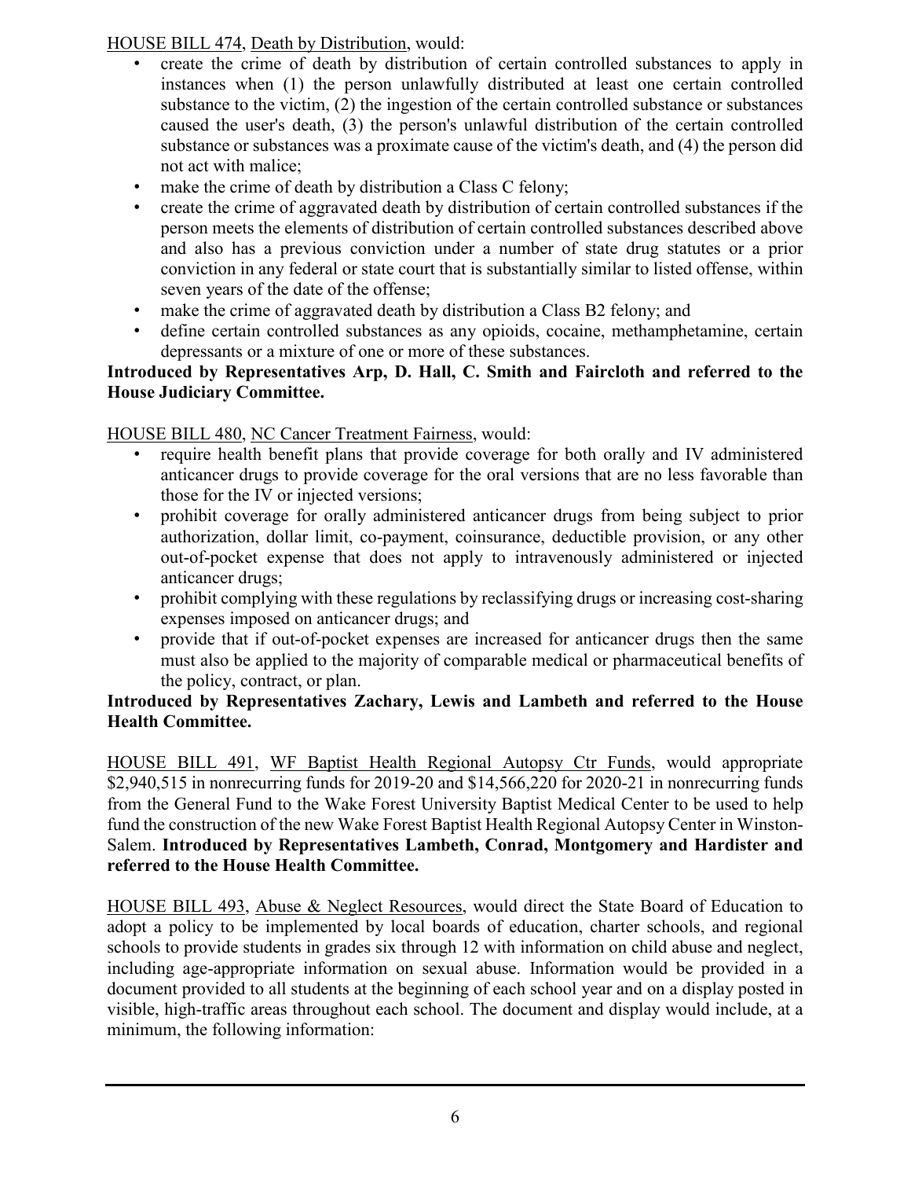HOUSE BILL 474, Death by Distribution, would:

- create the crime of death by distribution of certain controlled substances to apply in instances when (1) the person unlawfully distributed at least one certain controlled substance to the victim, (2) the ingestion of the certain controlled substance or substances caused the user's death, (3) the person's unlawful distribution of the certain controlled substance or substances was a proximate cause of the victim's death, and (4) the person did not act with malice;
- make the crime of death by distribution a Class C felony;
- create the crime of aggravated death by distribution of certain controlled substances if the person meets the elements of distribution of certain controlled substances described above and also has a previous conviction under a number of state drug statutes or a prior conviction in any federal or state court that is substantially similar to listed offense, within seven years of the date of the offense;
- make the crime of aggravated death by distribution a Class B2 felony; and
- define certain controlled substances as any opioids, cocaine, methamphetamine, certain depressants or a mixture of one or more of these substances.

**Introduced by Representatives Arp, D. Hall, C. Smith and Faircloth and referred to the House Judiciary Committee.**

HOUSE BILL 480, NC Cancer Treatment Fairness, would:

- require health benefit plans that provide coverage for both orally and IV administered anticancer drugs to provide coverage for the oral versions that are no less favorable than those for the IV or injected versions;
- prohibit coverage for orally administered anticancer drugs from being subject to prior authorization, dollar limit, co-payment, coinsurance, deductible provision, or any other out-of-pocket expense that does not apply to intravenously administered or injected anticancer drugs;
- prohibit complying with these regulations by reclassifying drugs or increasing cost-sharing expenses imposed on anticancer drugs; and
- provide that if out-of-pocket expenses are increased for anticancer drugs then the same must also be applied to the majority of comparable medical or pharmaceutical benefits of the policy, contract, or plan.

**Introduced by Representatives Zachary, Lewis and Lambeth and referred to the House Health Committee.**

HOUSE BILL 491, WF Baptist Health Regional Autopsy Ctr Funds, would appropriate $2,940,515 in nonrecurring funds for 2019-20 and $14,566,220 for 2020-21 in nonrecurring funds from the General Fund to the Wake Forest University Baptist Medical Center to be used to help fund the construction of the new Wake Forest Baptist Health Regional Autopsy Center in Winston-Salem. **Introduced by Representatives Lambeth, Conrad, Montgomery and Hardister and referred to the House Health Committee.**

HOUSE BILL 493, Abuse & Neglect Resources, would direct the State Board of Education to adopt a policy to be implemented by local boards of education, charter schools, and regional schools to provide students in grades six through 12 with information on child abuse and neglect, including age-appropriate information on sexual abuse. Information would be provided in a document provided to all students at the beginning of each school year and on a display posted in visible, high-traffic areas throughout each school. The document and display would include, at a minimum, the following information: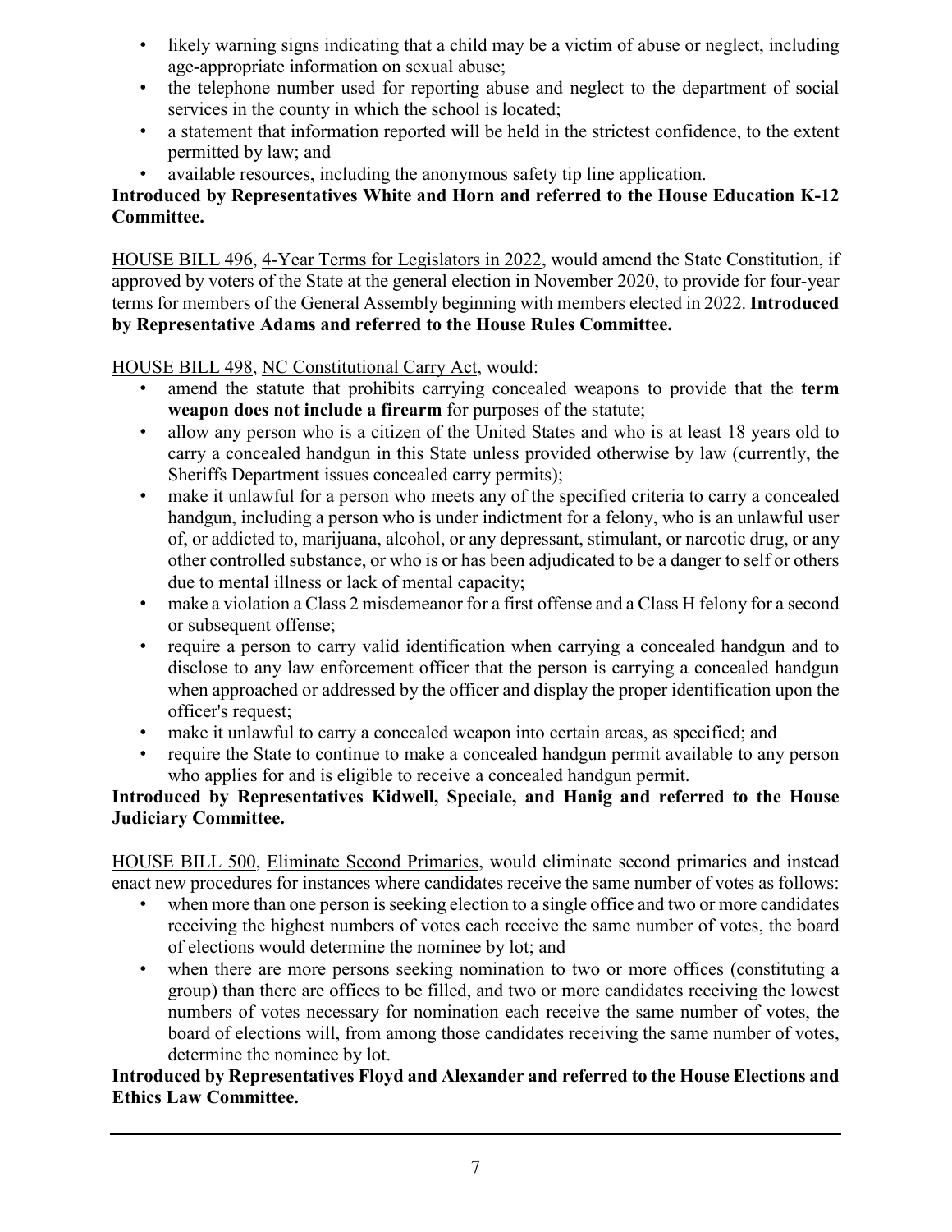- likely warning signs indicating that a child may be a victim of abuse or neglect, including age-appropriate information on sexual abuse;
- the telephone number used for reporting abuse and neglect to the department of social services in the county in which the school is located;
- a statement that information reported will be held in the strictest confidence, to the extent permitted by law; and
- available resources, including the anonymous safety tip line application.

**Introduced by Representatives White and Horn and referred to the House Education K-12 Committee.**

HOUSE BILL 496, 4-Year Terms for Legislators in 2022, would amend the State Constitution, if approved by voters of the State at the general election in November 2020, to provide for four-year terms for members of the General Assembly beginning with members elected in 2022. **Introduced by Representative Adams and referred to the House Rules Committee.**

HOUSE BILL 498, NC Constitutional Carry Act, would:

- amend the statute that prohibits carrying concealed weapons to provide that the **term weapon does not include a firearm** for purposes of the statute;
- allow any person who is a citizen of the United States and who is at least 18 years old to carry a concealed handgun in this State unless provided otherwise by law (currently, the Sheriffs Department issues concealed carry permits);
- make it unlawful for a person who meets any of the specified criteria to carry a concealed handgun, including a person who is under indictment for a felony, who is an unlawful user of, or addicted to, marijuana, alcohol, or any depressant, stimulant, or narcotic drug, or any other controlled substance, or who is or has been adjudicated to be a danger to self or others due to mental illness or lack of mental capacity;
- make a violation a Class 2 misdemeanor for a first offense and a Class H felony for a second or subsequent offense;
- require a person to carry valid identification when carrying a concealed handgun and to disclose to any law enforcement officer that the person is carrying a concealed handgun when approached or addressed by the officer and display the proper identification upon the officer's request;
- make it unlawful to carry a concealed weapon into certain areas, as specified; and
- require the State to continue to make a concealed handgun permit available to any person who applies for and is eligible to receive a concealed handgun permit.

**Introduced by Representatives Kidwell, Speciale, and Hanig and referred to the House Judiciary Committee.**

HOUSE BILL 500, Eliminate Second Primaries, would eliminate second primaries and instead enact new procedures for instances where candidates receive the same number of votes as follows:

- when more than one person is seeking election to a single office and two or more candidates receiving the highest numbers of votes each receive the same number of votes, the board of elections would determine the nominee by lot; and
- when there are more persons seeking nomination to two or more offices (constituting a group) than there are offices to be filled, and two or more candidates receiving the lowest numbers of votes necessary for nomination each receive the same number of votes, the board of elections will, from among those candidates receiving the same number of votes, determine the nominee by lot.

**Introduced by Representatives Floyd and Alexander and referred to the House Elections and Ethics Law Committee.**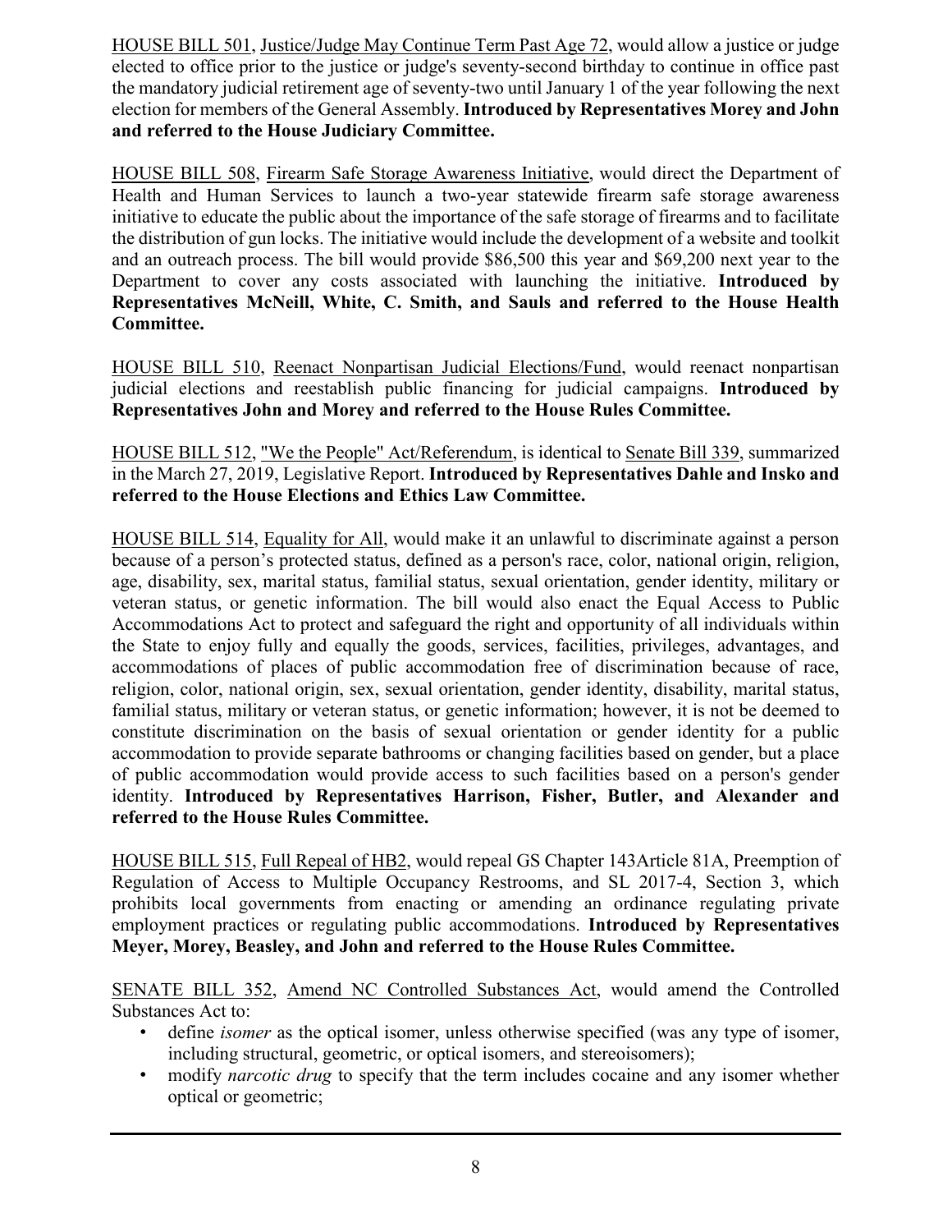HOUSE BILL 501, Justice/Judge May Continue Term Past Age 72, would allow a justice or judge elected to office prior to the justice or judge's seventy-second birthday to continue in office past the mandatory judicial retirement age of seventy-two until January 1 of the year following the next election for members of the General Assembly. **Introduced by Representatives Morey and John and referred to the House Judiciary Committee.**

HOUSE BILL 508, Firearm Safe Storage Awareness Initiative, would direct the Department of Health and Human Services to launch a two-year statewide firearm safe storage awareness initiative to educate the public about the importance of the safe storage of firearms and to facilitate the distribution of gun locks. The initiative would include the development of a website and toolkit and an outreach process. The bill would provide $86,500 this year and $69,200 next year to the Department to cover any costs associated with launching the initiative. **Introduced by Representatives McNeill, White, C. Smith, and Sauls and referred to the House Health Committee.**

HOUSE BILL 510, Reenact Nonpartisan Judicial Elections/Fund, would reenact nonpartisan judicial elections and reestablish public financing for judicial campaigns. **Introduced by Representatives John and Morey and referred to the House Rules Committee.**

HOUSE BILL 512, "We the People" Act/Referendum, is identical to Senate Bill 339, summarized in the March 27, 2019, Legislative Report. **Introduced by Representatives Dahle and Insko and referred to the House Elections and Ethics Law Committee.**

HOUSE BILL 514, Equality for All, would make it an unlawful to discriminate against a person because of a person's protected status, defined as a person's race, color, national origin, religion, age, disability, sex, marital status, familial status, sexual orientation, gender identity, military or veteran status, or genetic information. The bill would also enact the Equal Access to Public Accommodations Act to protect and safeguard the right and opportunity of all individuals within the State to enjoy fully and equally the goods, services, facilities, privileges, advantages, and accommodations of places of public accommodation free of discrimination because of race, religion, color, national origin, sex, sexual orientation, gender identity, disability, marital status, familial status, military or veteran status, or genetic information; however, it is not be deemed to constitute discrimination on the basis of sexual orientation or gender identity for a public accommodation to provide separate bathrooms or changing facilities based on gender, but a place of public accommodation would provide access to such facilities based on a person's gender identity. **Introduced by Representatives Harrison, Fisher, Butler, and Alexander and referred to the House Rules Committee.**

HOUSE BILL 515, Full Repeal of HB2, would repeal GS Chapter 143Article 81A, Preemption of Regulation of Access to Multiple Occupancy Restrooms, and SL 2017-4, Section 3, which prohibits local governments from enacting or amending an ordinance regulating private employment practices or regulating public accommodations. **Introduced by Representatives Meyer, Morey, Beasley, and John and referred to the House Rules Committee.**

SENATE BILL 352, Amend NC Controlled Substances Act, would amend the Controlled Substances Act to:

- define *isomer* as the optical isomer, unless otherwise specified (was any type of isomer, including structural, geometric, or optical isomers, and stereoisomers);
- modify *narcotic drug* to specify that the term includes cocaine and any isomer whether optical or geometric;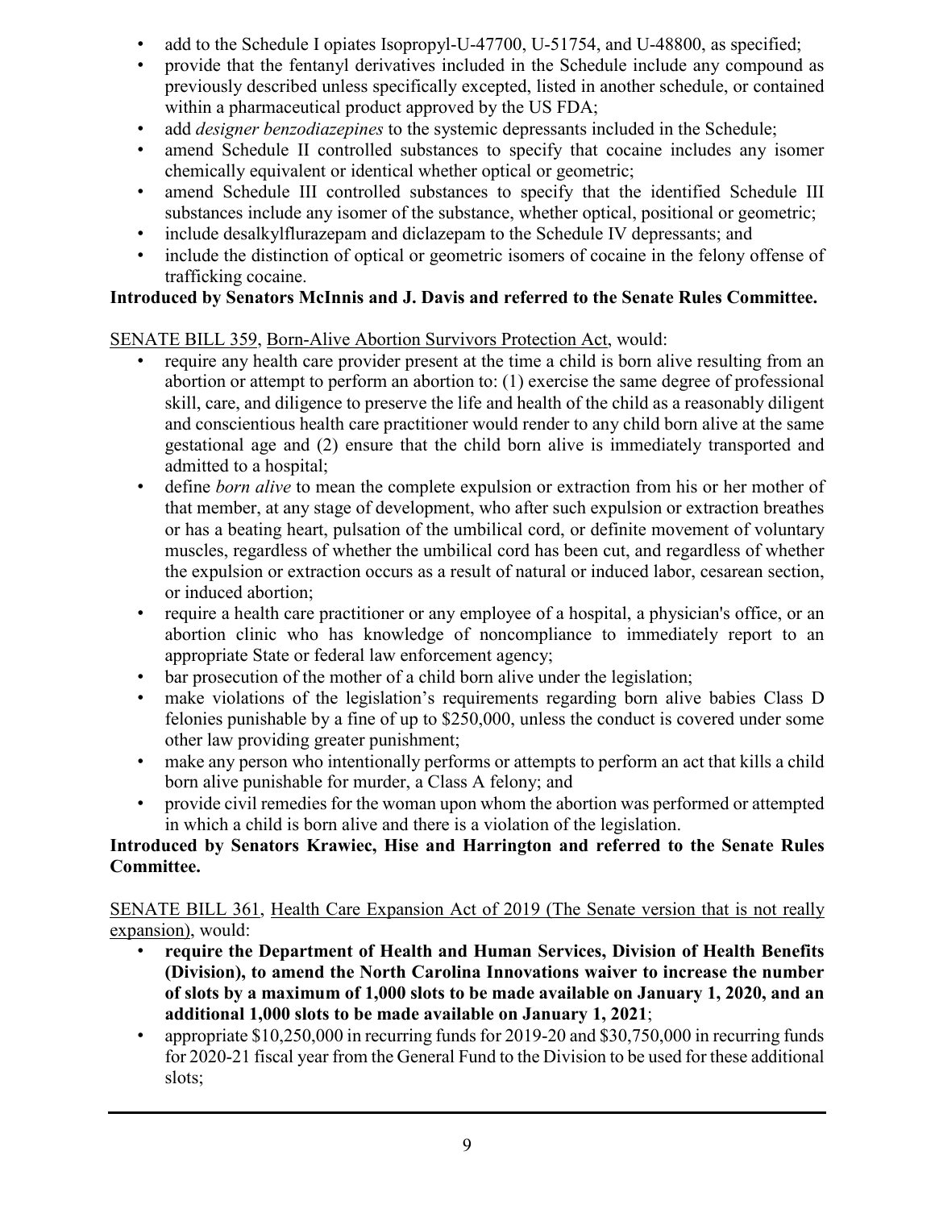- add to the Schedule I opiates Isopropyl-U-47700, U-51754, and U-48800, as specified;
- provide that the fentanyl derivatives included in the Schedule include any compound as previously described unless specifically excepted, listed in another schedule, or contained within a pharmaceutical product approved by the US FDA;
- add *designer benzodiazepines* to the systemic depressants included in the Schedule;
- amend Schedule II controlled substances to specify that cocaine includes any isomer chemically equivalent or identical whether optical or geometric;
- amend Schedule III controlled substances to specify that the identified Schedule III substances include any isomer of the substance, whether optical, positional or geometric;
- include desalkylflurazepam and diclazepam to the Schedule IV depressants; and
- include the distinction of optical or geometric isomers of cocaine in the felony offense of trafficking cocaine.

**Introduced by Senators McInnis and J. Davis and referred to the Senate Rules Committee.**

SENATE BILL 359, Born-Alive Abortion Survivors Protection Act, would:

- require any health care provider present at the time a child is born alive resulting from an abortion or attempt to perform an abortion to: (1) exercise the same degree of professional skill, care, and diligence to preserve the life and health of the child as a reasonably diligent and conscientious health care practitioner would render to any child born alive at the same gestational age and (2) ensure that the child born alive is immediately transported and admitted to a hospital;
- define *born alive* to mean the complete expulsion or extraction from his or her mother of that member, at any stage of development, who after such expulsion or extraction breathes or has a beating heart, pulsation of the umbilical cord, or definite movement of voluntary muscles, regardless of whether the umbilical cord has been cut, and regardless of whether the expulsion or extraction occurs as a result of natural or induced labor, cesarean section, or induced abortion;
- require a health care practitioner or any employee of a hospital, a physician's office, or an abortion clinic who has knowledge of noncompliance to immediately report to an appropriate State or federal law enforcement agency;
- bar prosecution of the mother of a child born alive under the legislation;
- make violations of the legislation's requirements regarding born alive babies Class D felonies punishable by a fine of up to $250,000, unless the conduct is covered under some other law providing greater punishment;
- make any person who intentionally performs or attempts to perform an act that kills a child born alive punishable for murder, a Class A felony; and
- provide civil remedies for the woman upon whom the abortion was performed or attempted in which a child is born alive and there is a violation of the legislation.

**Introduced by Senators Krawiec, Hise and Harrington and referred to the Senate Rules Committee.**

SENATE BILL 361, Health Care Expansion Act of 2019 (The Senate version that is not really expansion), would:

- **require the Department of Health and Human Services, Division of Health Benefits (Division), to amend the North Carolina Innovations waiver to increase the number of slots by a maximum of 1,000 slots to be made available on January 1, 2020, and an additional 1,000 slots to be made available on January 1, 2021**;
- appropriate $10,250,000 in recurring funds for 2019-20 and $30,750,000 in recurring funds for 2020-21 fiscal year from the General Fund to the Division to be used for these additional slots;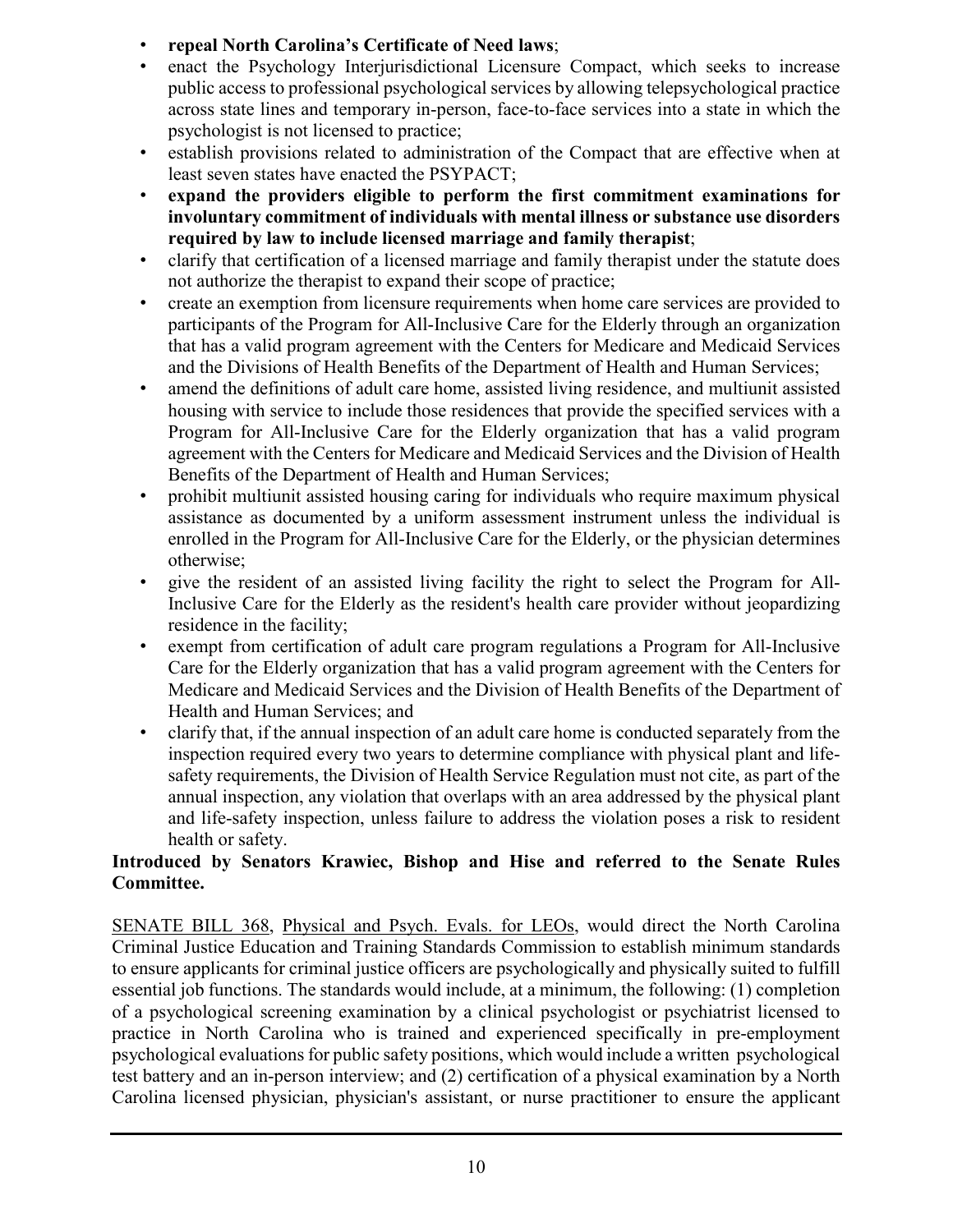- **repeal North Carolina's Certificate of Need laws**;
- enact the Psychology Interjurisdictional Licensure Compact, which seeks to increase public access to professional psychological services by allowing telepsychological practice across state lines and temporary in-person, face-to-face services into a state in which the psychologist is not licensed to practice;
- establish provisions related to administration of the Compact that are effective when at least seven states have enacted the PSYPACT;
- **expand the providers eligible to perform the first commitment examinations for involuntary commitment of individuals with mental illness or substance use disorders required by law to include licensed marriage and family therapist**;
- clarify that certification of a licensed marriage and family therapist under the statute does not authorize the therapist to expand their scope of practice;
- create an exemption from licensure requirements when home care services are provided to participants of the Program for All-Inclusive Care for the Elderly through an organization that has a valid program agreement with the Centers for Medicare and Medicaid Services and the Divisions of Health Benefits of the Department of Health and Human Services;
- amend the definitions of adult care home, assisted living residence, and multiunit assisted housing with service to include those residences that provide the specified services with a Program for All-Inclusive Care for the Elderly organization that has a valid program agreement with the Centers for Medicare and Medicaid Services and the Division of Health Benefits of the Department of Health and Human Services;
- prohibit multiunit assisted housing caring for individuals who require maximum physical assistance as documented by a uniform assessment instrument unless the individual is enrolled in the Program for All-Inclusive Care for the Elderly, or the physician determines otherwise;
- give the resident of an assisted living facility the right to select the Program for All-Inclusive Care for the Elderly as the resident's health care provider without jeopardizing residence in the facility;
- exempt from certification of adult care program regulations a Program for All-Inclusive Care for the Elderly organization that has a valid program agreement with the Centers for Medicare and Medicaid Services and the Division of Health Benefits of the Department of Health and Human Services; and
- clarify that, if the annual inspection of an adult care home is conducted separately from the inspection required every two years to determine compliance with physical plant and life-safety requirements, the Division of Health Service Regulation must not cite, as part of the annual inspection, any violation that overlaps with an area addressed by the physical plant and life-safety inspection, unless failure to address the violation poses a risk to resident health or safety.

**Introduced by Senators Krawiec, Bishop and Hise and referred to the Senate Rules Committee.**

SENATE BILL 368, Physical and Psych. Evals. for LEOs, would direct the North Carolina Criminal Justice Education and Training Standards Commission to establish minimum standards to ensure applicants for criminal justice officers are psychologically and physically suited to fulfill essential job functions. The standards would include, at a minimum, the following: (1) completion of a psychological screening examination by a clinical psychologist or psychiatrist licensed to practice in North Carolina who is trained and experienced specifically in pre-employment psychological evaluations for public safety positions, which would include a written psychological test battery and an in-person interview; and (2) certification of a physical examination by a North Carolina licensed physician, physician's assistant, or nurse practitioner to ensure the applicant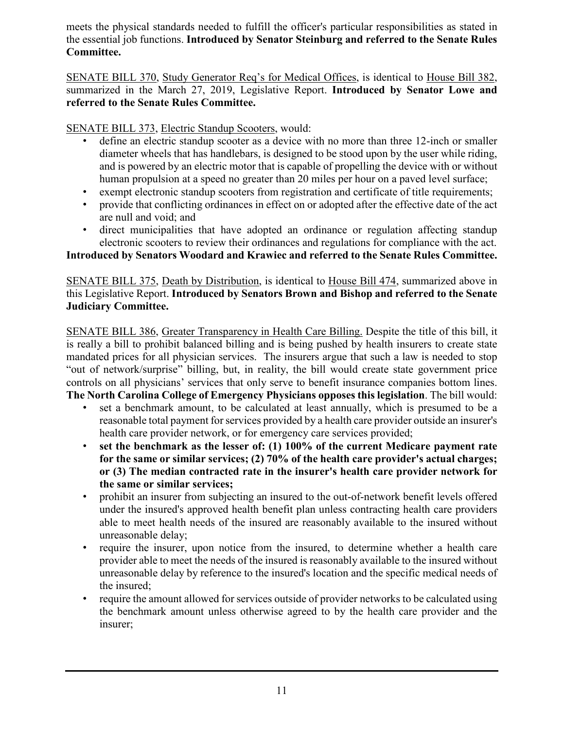meets the physical standards needed to fulfill the officer's particular responsibilities as stated in the essential job functions. **Introduced by Senator Steinburg and referred to the Senate Rules Committee.**

SENATE BILL 370, Study Generator Req's for Medical Offices, is identical to House Bill 382, summarized in the March 27, 2019, Legislative Report. **Introduced by Senator Lowe and referred to the Senate Rules Committee.**

SENATE BILL 373, Electric Standup Scooters, would:

- define an electric standup scooter as a device with no more than three 12-inch or smaller diameter wheels that has handlebars, is designed to be stood upon by the user while riding, and is powered by an electric motor that is capable of propelling the device with or without human propulsion at a speed no greater than 20 miles per hour on a paved level surface;
- exempt electronic standup scooters from registration and certificate of title requirements;
- provide that conflicting ordinances in effect on or adopted after the effective date of the act are null and void; and
- direct municipalities that have adopted an ordinance or regulation affecting standup electronic scooters to review their ordinances and regulations for compliance with the act.

**Introduced by Senators Woodard and Krawiec and referred to the Senate Rules Committee.**

SENATE BILL 375, Death by Distribution, is identical to House Bill 474, summarized above in this Legislative Report. **Introduced by Senators Brown and Bishop and referred to the Senate Judiciary Committee.**

SENATE BILL 386, Greater Transparency in Health Care Billing. Despite the title of this bill, it is really a bill to prohibit balanced billing and is being pushed by health insurers to create state mandated prices for all physician services. The insurers argue that such a law is needed to stop "out of network/surprise" billing, but, in reality, the bill would create state government price controls on all physicians' services that only serve to benefit insurance companies bottom lines. **The North Carolina College of Emergency Physicians opposes this legislation**. The bill would:

- set a benchmark amount, to be calculated at least annually, which is presumed to be a reasonable total payment for services provided by a health care provider outside an insurer's health care provider network, or for emergency care services provided;
- **set the benchmark as the lesser of: (1) 100% of the current Medicare payment rate for the same or similar services; (2) 70% of the health care provider's actual charges; or (3) The median contracted rate in the insurer's health care provider network for the same or similar services;**
- prohibit an insurer from subjecting an insured to the out-of-network benefit levels offered under the insured's approved health benefit plan unless contracting health care providers able to meet health needs of the insured are reasonably available to the insured without unreasonable delay;
- require the insurer, upon notice from the insured, to determine whether a health care provider able to meet the needs of the insured is reasonably available to the insured without unreasonable delay by reference to the insured's location and the specific medical needs of the insured;
- require the amount allowed for services outside of provider networks to be calculated using the benchmark amount unless otherwise agreed to by the health care provider and the insurer;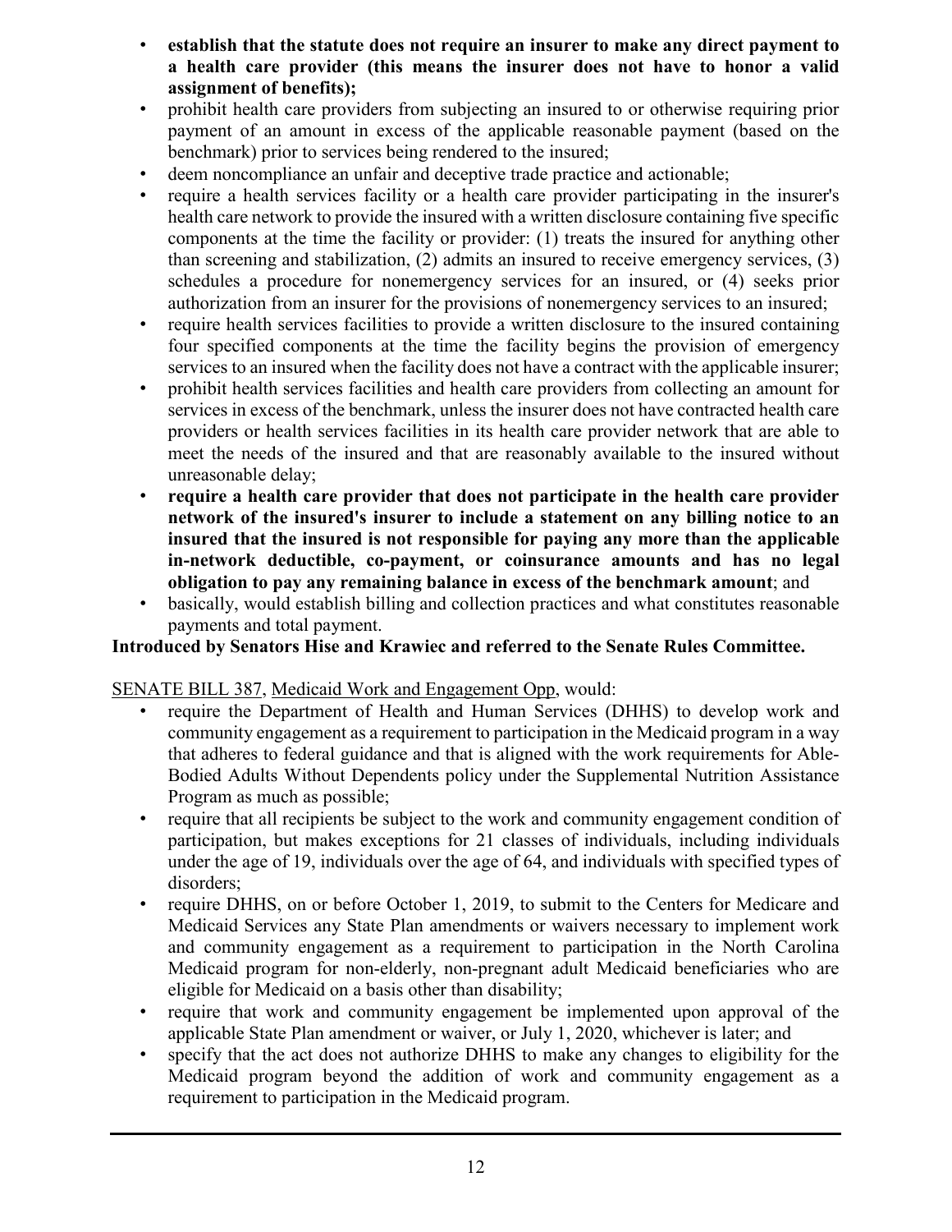- **establish that the statute does not require an insurer to make any direct payment to a health care provider (this means the insurer does not have to honor a valid assignment of benefits);**
- prohibit health care providers from subjecting an insured to or otherwise requiring prior payment of an amount in excess of the applicable reasonable payment (based on the benchmark) prior to services being rendered to the insured;
- deem noncompliance an unfair and deceptive trade practice and actionable;
- require a health services facility or a health care provider participating in the insurer's health care network to provide the insured with a written disclosure containing five specific components at the time the facility or provider: (1) treats the insured for anything other than screening and stabilization, (2) admits an insured to receive emergency services, (3) schedules a procedure for nonemergency services for an insured, or (4) seeks prior authorization from an insurer for the provisions of nonemergency services to an insured;
- require health services facilities to provide a written disclosure to the insured containing four specified components at the time the facility begins the provision of emergency services to an insured when the facility does not have a contract with the applicable insurer;
- prohibit health services facilities and health care providers from collecting an amount for services in excess of the benchmark, unless the insurer does not have contracted health care providers or health services facilities in its health care provider network that are able to meet the needs of the insured and that are reasonably available to the insured without unreasonable delay;
- **require a health care provider that does not participate in the health care provider network of the insured's insurer to include a statement on any billing notice to an insured that the insured is not responsible for paying any more than the applicable in-network deductible, co-payment, or coinsurance amounts and has no legal obligation to pay any remaining balance in excess of the benchmark amount**; and
- basically, would establish billing and collection practices and what constitutes reasonable payments and total payment.

**Introduced by Senators Hise and Krawiec and referred to the Senate Rules Committee.**

SENATE BILL 387, Medicaid Work and Engagement Opp, would:

- require the Department of Health and Human Services (DHHS) to develop work and community engagement as a requirement to participation in the Medicaid program in a way that adheres to federal guidance and that is aligned with the work requirements for Able-Bodied Adults Without Dependents policy under the Supplemental Nutrition Assistance Program as much as possible;
- require that all recipients be subject to the work and community engagement condition of participation, but makes exceptions for 21 classes of individuals, including individuals under the age of 19, individuals over the age of 64, and individuals with specified types of disorders;
- require DHHS, on or before October 1, 2019, to submit to the Centers for Medicare and Medicaid Services any State Plan amendments or waivers necessary to implement work and community engagement as a requirement to participation in the North Carolina Medicaid program for non-elderly, non-pregnant adult Medicaid beneficiaries who are eligible for Medicaid on a basis other than disability;
- require that work and community engagement be implemented upon approval of the applicable State Plan amendment or waiver, or July 1, 2020, whichever is later; and
- specify that the act does not authorize DHHS to make any changes to eligibility for the Medicaid program beyond the addition of work and community engagement as a requirement to participation in the Medicaid program.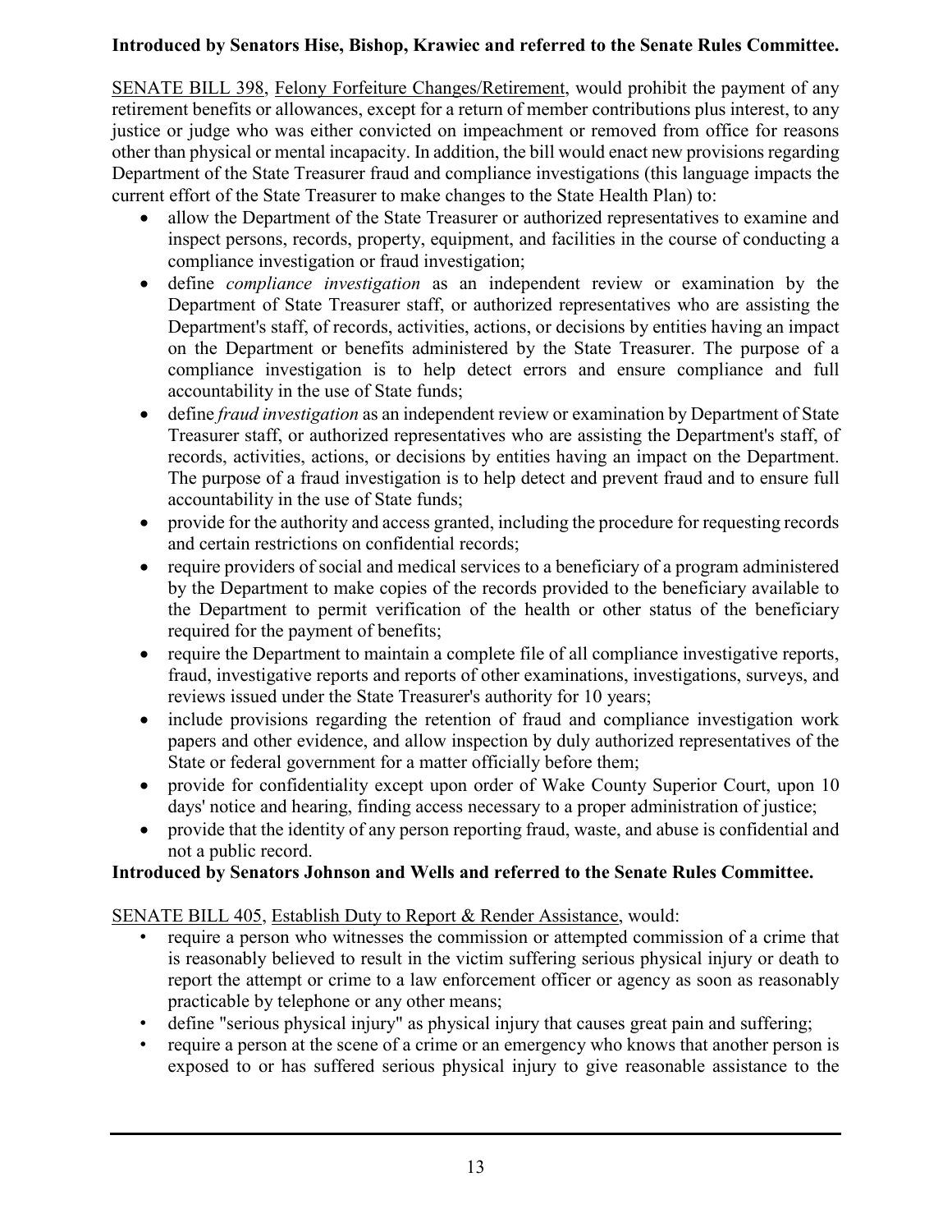**Introduced by Senators Hise, Bishop, Krawiec and referred to the Senate Rules Committee.**

SENATE BILL 398, Felony Forfeiture Changes/Retirement, would prohibit the payment of any retirement benefits or allowances, except for a return of member contributions plus interest, to any justice or judge who was either convicted on impeachment or removed from office for reasons other than physical or mental incapacity. In addition, the bill would enact new provisions regarding Department of the State Treasurer fraud and compliance investigations (this language impacts the current effort of the State Treasurer to make changes to the State Health Plan) to:

- allow the Department of the State Treasurer or authorized representatives to examine and inspect persons, records, property, equipment, and facilities in the course of conducting a compliance investigation or fraud investigation;
- define *compliance investigation* as an independent review or examination by the Department of State Treasurer staff, or authorized representatives who are assisting the Department's staff, of records, activities, actions, or decisions by entities having an impact on the Department or benefits administered by the State Treasurer. The purpose of a compliance investigation is to help detect errors and ensure compliance and full accountability in the use of State funds;
- define *fraud investigation* as an independent review or examination by Department of State Treasurer staff, or authorized representatives who are assisting the Department's staff, of records, activities, actions, or decisions by entities having an impact on the Department. The purpose of a fraud investigation is to help detect and prevent fraud and to ensure full accountability in the use of State funds;
- provide for the authority and access granted, including the procedure for requesting records and certain restrictions on confidential records;
- require providers of social and medical services to a beneficiary of a program administered by the Department to make copies of the records provided to the beneficiary available to the Department to permit verification of the health or other status of the beneficiary required for the payment of benefits;
- require the Department to maintain a complete file of all compliance investigative reports, fraud, investigative reports and reports of other examinations, investigations, surveys, and reviews issued under the State Treasurer's authority for 10 years;
- include provisions regarding the retention of fraud and compliance investigation work papers and other evidence, and allow inspection by duly authorized representatives of the State or federal government for a matter officially before them;
- provide for confidentiality except upon order of Wake County Superior Court, upon 10 days' notice and hearing, finding access necessary to a proper administration of justice;
- provide that the identity of any person reporting fraud, waste, and abuse is confidential and not a public record.

**Introduced by Senators Johnson and Wells and referred to the Senate Rules Committee.**

SENATE BILL 405, Establish Duty to Report & Render Assistance, would:

- require a person who witnesses the commission or attempted commission of a crime that is reasonably believed to result in the victim suffering serious physical injury or death to report the attempt or crime to a law enforcement officer or agency as soon as reasonably practicable by telephone or any other means;
- define "serious physical injury" as physical injury that causes great pain and suffering;
- require a person at the scene of a crime or an emergency who knows that another person is exposed to or has suffered serious physical injury to give reasonable assistance to the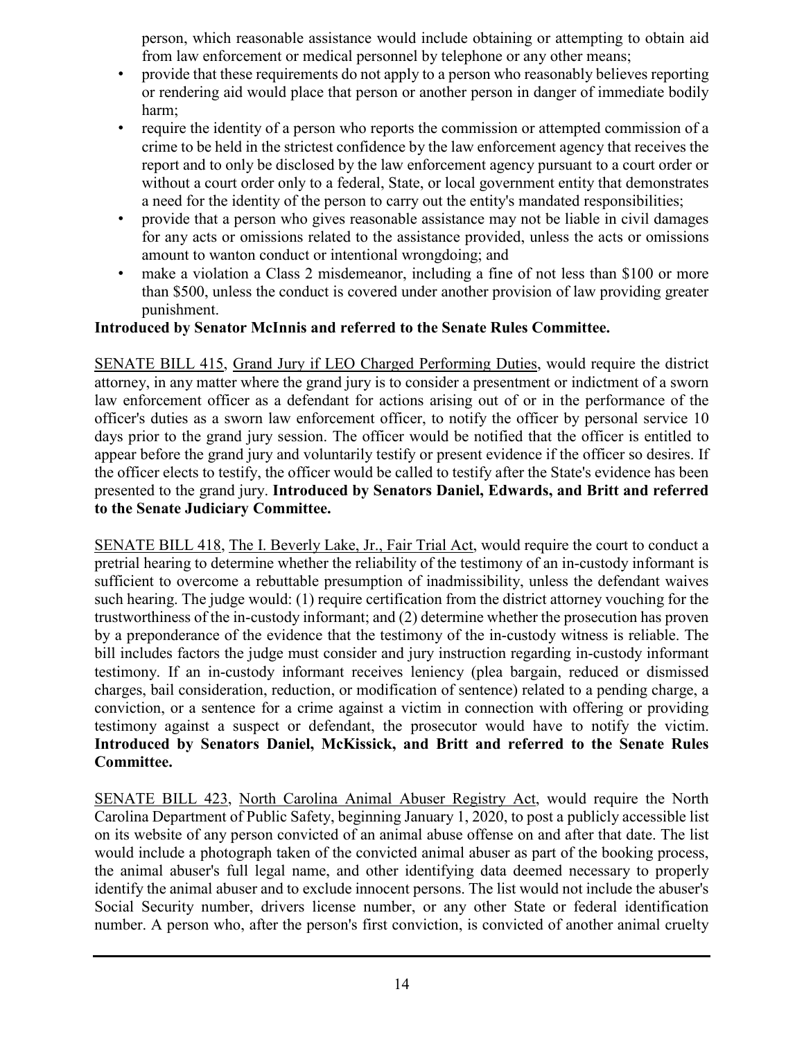person, which reasonable assistance would include obtaining or attempting to obtain aid from law enforcement or medical personnel by telephone or any other means;

- provide that these requirements do not apply to a person who reasonably believes reporting or rendering aid would place that person or another person in danger of immediate bodily harm;
- require the identity of a person who reports the commission or attempted commission of a crime to be held in the strictest confidence by the law enforcement agency that receives the report and to only be disclosed by the law enforcement agency pursuant to a court order or without a court order only to a federal, State, or local government entity that demonstrates a need for the identity of the person to carry out the entity's mandated responsibilities;
- provide that a person who gives reasonable assistance may not be liable in civil damages for any acts or omissions related to the assistance provided, unless the acts or omissions amount to wanton conduct or intentional wrongdoing; and
- make a violation a Class 2 misdemeanor, including a fine of not less than $100 or more than $500, unless the conduct is covered under another provision of law providing greater punishment.

**Introduced by Senator McInnis and referred to the Senate Rules Committee.**

SENATE BILL 415, Grand Jury if LEO Charged Performing Duties, would require the district attorney, in any matter where the grand jury is to consider a presentment or indictment of a sworn law enforcement officer as a defendant for actions arising out of or in the performance of the officer's duties as a sworn law enforcement officer, to notify the officer by personal service 10 days prior to the grand jury session. The officer would be notified that the officer is entitled to appear before the grand jury and voluntarily testify or present evidence if the officer so desires. If the officer elects to testify, the officer would be called to testify after the State's evidence has been presented to the grand jury. **Introduced by Senators Daniel, Edwards, and Britt and referred to the Senate Judiciary Committee.**

SENATE BILL 418, The I. Beverly Lake, Jr., Fair Trial Act, would require the court to conduct a pretrial hearing to determine whether the reliability of the testimony of an in-custody informant is sufficient to overcome a rebuttable presumption of inadmissibility, unless the defendant waives such hearing. The judge would: (1) require certification from the district attorney vouching for the trustworthiness of the in-custody informant; and (2) determine whether the prosecution has proven by a preponderance of the evidence that the testimony of the in-custody witness is reliable. The bill includes factors the judge must consider and jury instruction regarding in-custody informant testimony. If an in-custody informant receives leniency (plea bargain, reduced or dismissed charges, bail consideration, reduction, or modification of sentence) related to a pending charge, a conviction, or a sentence for a crime against a victim in connection with offering or providing testimony against a suspect or defendant, the prosecutor would have to notify the victim. **Introduced by Senators Daniel, McKissick, and Britt and referred to the Senate Rules Committee.**

SENATE BILL 423, North Carolina Animal Abuser Registry Act, would require the North Carolina Department of Public Safety, beginning January 1, 2020, to post a publicly accessible list on its website of any person convicted of an animal abuse offense on and after that date. The list would include a photograph taken of the convicted animal abuser as part of the booking process, the animal abuser's full legal name, and other identifying data deemed necessary to properly identify the animal abuser and to exclude innocent persons. The list would not include the abuser's Social Security number, drivers license number, or any other State or federal identification number. A person who, after the person's first conviction, is convicted of another animal cruelty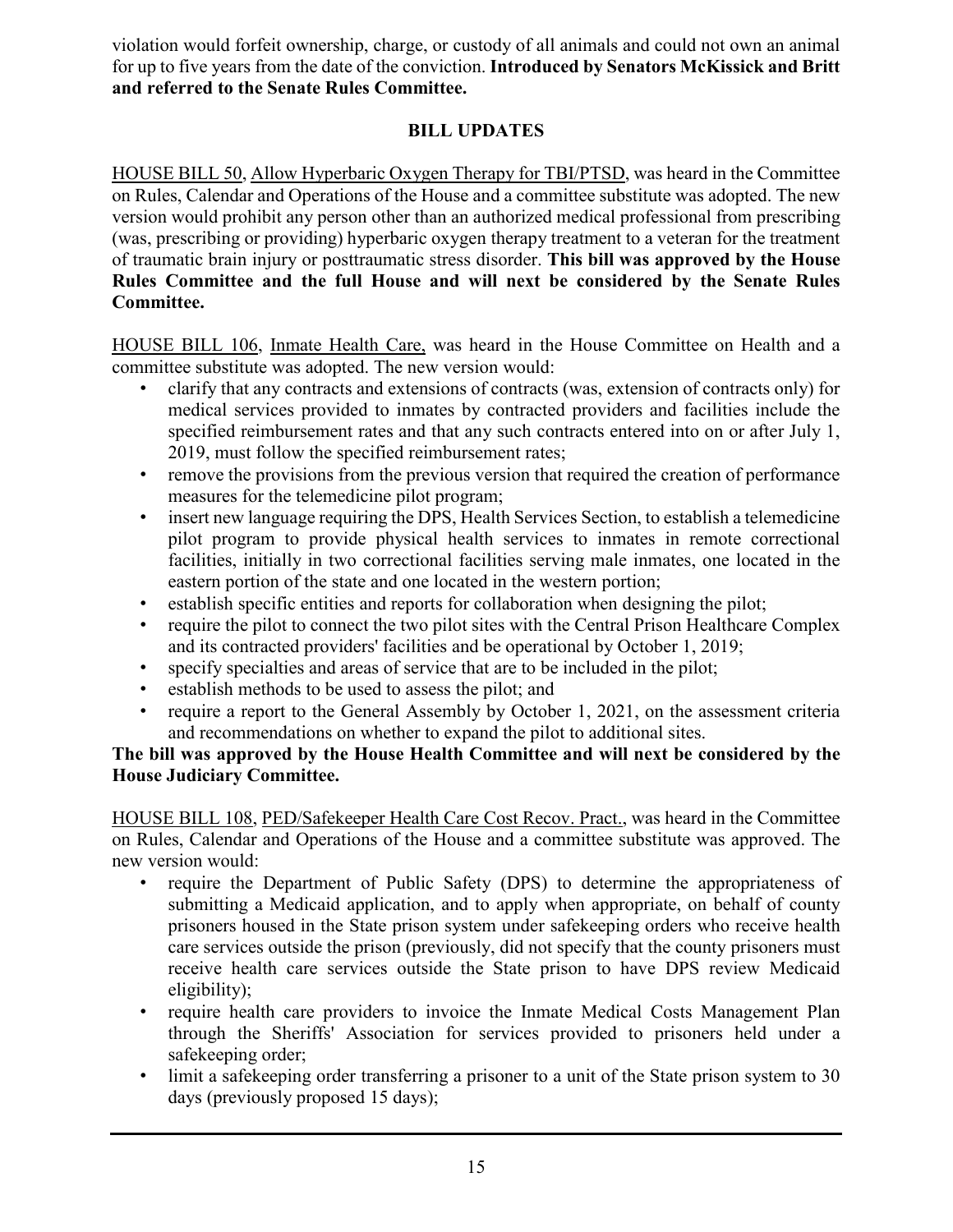violation would forfeit ownership, charge, or custody of all animals and could not own an animal for up to five years from the date of the conviction. **Introduced by Senators McKissick and Britt and referred to the Senate Rules Committee.**

## BILL UPDATES

HOUSE BILL 50, Allow Hyperbaric Oxygen Therapy for TBI/PTSD, was heard in the Committee on Rules, Calendar and Operations of the House and a committee substitute was adopted. The new version would prohibit any person other than an authorized medical professional from prescribing (was, prescribing or providing) hyperbaric oxygen therapy treatment to a veteran for the treatment of traumatic brain injury or posttraumatic stress disorder. **This bill was approved by the House Rules Committee and the full House and will next be considered by the Senate Rules Committee.**

HOUSE BILL 106, Inmate Health Care, was heard in the House Committee on Health and a committee substitute was adopted. The new version would:

- clarify that any contracts and extensions of contracts (was, extension of contracts only) for medical services provided to inmates by contracted providers and facilities include the specified reimbursement rates and that any such contracts entered into on or after July 1, 2019, must follow the specified reimbursement rates;
- remove the provisions from the previous version that required the creation of performance measures for the telemedicine pilot program;
- insert new language requiring the DPS, Health Services Section, to establish a telemedicine pilot program to provide physical health services to inmates in remote correctional facilities, initially in two correctional facilities serving male inmates, one located in the eastern portion of the state and one located in the western portion;
- establish specific entities and reports for collaboration when designing the pilot;
- require the pilot to connect the two pilot sites with the Central Prison Healthcare Complex and its contracted providers' facilities and be operational by October 1, 2019;
- specify specialties and areas of service that are to be included in the pilot;
- establish methods to be used to assess the pilot; and
- require a report to the General Assembly by October 1, 2021, on the assessment criteria and recommendations on whether to expand the pilot to additional sites.

**The bill was approved by the House Health Committee and will next be considered by the House Judiciary Committee.**

HOUSE BILL 108, PED/Safekeeper Health Care Cost Recov. Pract., was heard in the Committee on Rules, Calendar and Operations of the House and a committee substitute was approved. The new version would:

- require the Department of Public Safety (DPS) to determine the appropriateness of submitting a Medicaid application, and to apply when appropriate, on behalf of county prisoners housed in the State prison system under safekeeping orders who receive health care services outside the prison (previously, did not specify that the county prisoners must receive health care services outside the State prison to have DPS review Medicaid eligibility);
- require health care providers to invoice the Inmate Medical Costs Management Plan through the Sheriffs' Association for services provided to prisoners held under a safekeeping order;
- limit a safekeeping order transferring a prisoner to a unit of the State prison system to 30 days (previously proposed 15 days);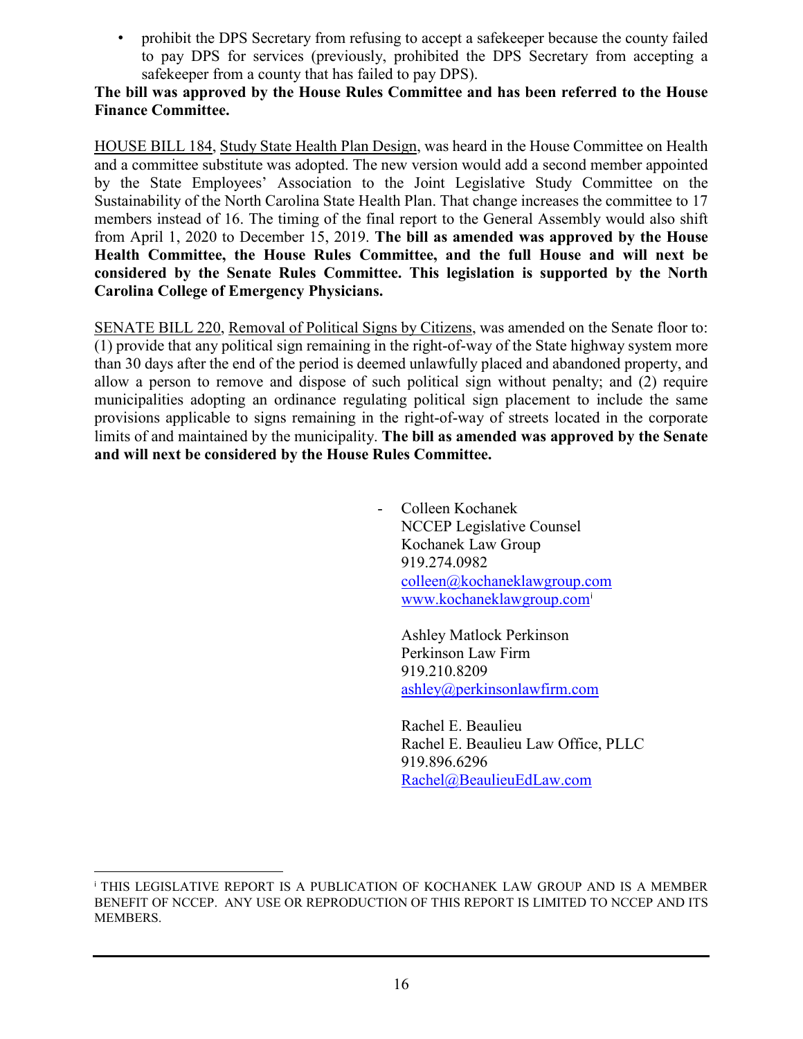- prohibit the DPS Secretary from refusing to accept a safekeeper because the county failed to pay DPS for services (previously, prohibited the DPS Secretary from accepting a safekeeper from a county that has failed to pay DPS).

**The bill was approved by the House Rules Committee and has been referred to the House Finance Committee.**

HOUSE BILL 184, Study State Health Plan Design, was heard in the House Committee on Health and a committee substitute was adopted. The new version would add a second member appointed by the State Employees' Association to the Joint Legislative Study Committee on the Sustainability of the North Carolina State Health Plan. That change increases the committee to 17 members instead of 16. The timing of the final report to the General Assembly would also shift from April 1, 2020 to December 15, 2019. **The bill as amended was approved by the House Health Committee, the House Rules Committee, and the full House and will next be considered by the Senate Rules Committee. This legislation is supported by the North Carolina College of Emergency Physicians.**

SENATE BILL 220, Removal of Political Signs by Citizens, was amended on the Senate floor to: (1) provide that any political sign remaining in the right-of-way of the State highway system more than 30 days after the end of the period is deemed unlawfully placed and abandoned property, and allow a person to remove and dispose of such political sign without penalty; and (2) require municipalities adopting an ordinance regulating political sign placement to include the same provisions applicable to signs remaining in the right-of-way of streets located in the corporate limits of and maintained by the municipality. **The bill as amended was approved by the Senate and will next be considered by the House Rules Committee.**

\- Colleen Kochanek
NCCEP Legislative Counsel
Kochanek Law Group
919.274.0982
colleen@kochaneklawgroup.com
www.kochaneklawgroup.com[i]

Ashley Matlock Perkinson
Perkinson Law Firm
919.210.8209
ashley@perkinsonlawfirm.com

Rachel E. Beaulieu
Rachel E. Beaulieu Law Office, PLLC
919.896.6296
Rachel@BeaulieuEdLaw.com

[i] THIS LEGISLATIVE REPORT IS A PUBLICATION OF KOCHANEK LAW GROUP AND IS A MEMBER BENEFIT OF NCCEP. ANY USE OR REPRODUCTION OF THIS REPORT IS LIMITED TO NCCEP AND ITS MEMBERS.